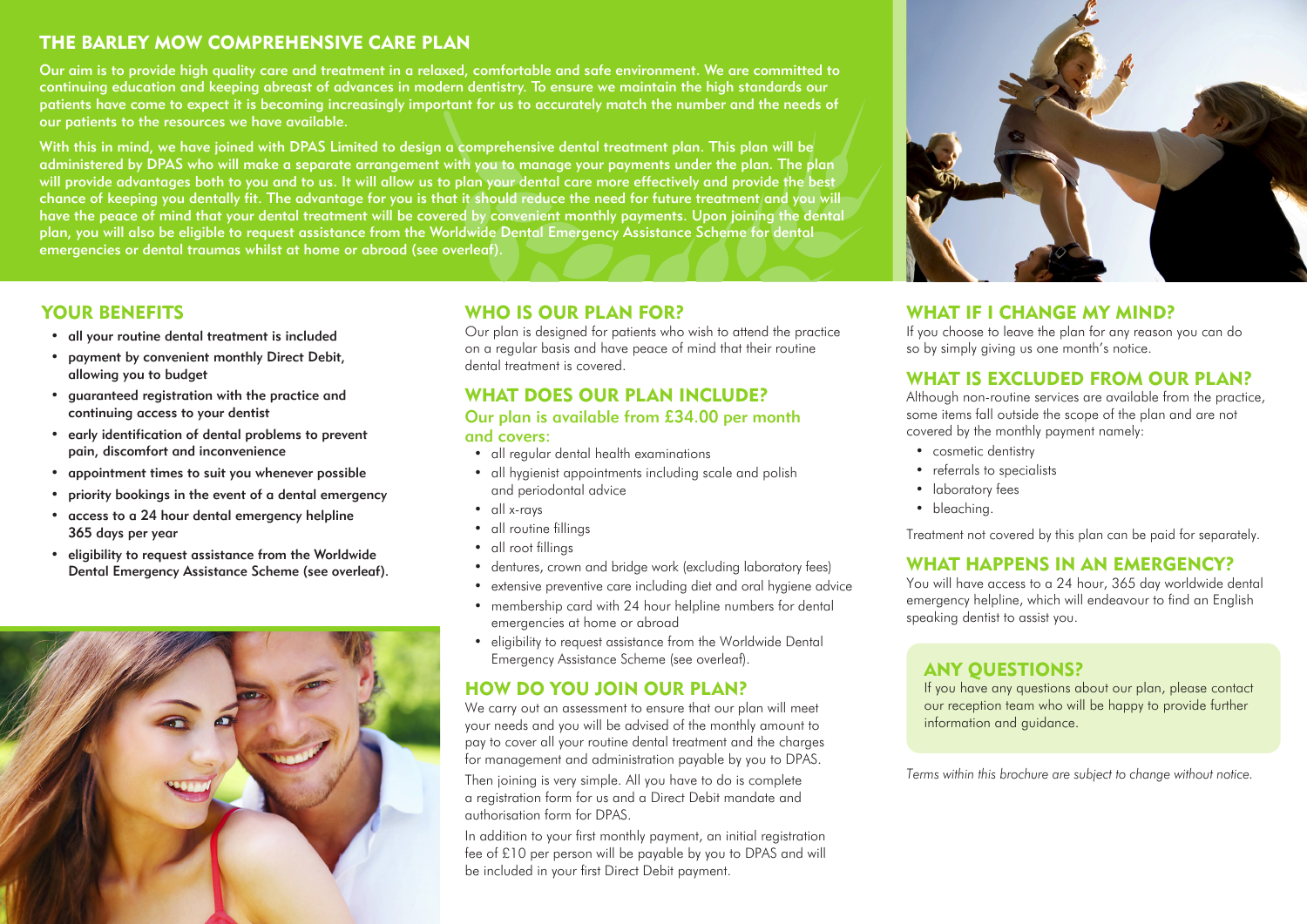# THE BARLEY MOW COMPREHENSIVE CARE PLAN

**Our aim is to provide high quality care and treatment in a relaxed, comfortable and safe environment. We are committed to continuing education and keeping abreast of advances in modern dentistry. To ensure we maintain the high standards our patients have come to expect it is becoming increasingly important for us to accurately match the number and the needs of our patients to the resources we have available.**

**With this in mind, we have joined with DPAS Limited to design a comprehensive dental treatment plan. This plan will be administered by DPAS who will make a separate arrangement with you to manage your payments under the plan. The plan will provide advantages both to you and to us. It will allow us to plan your dental care more effectively and provide the best chance of keeping you dentally fit. The advantage for you is that it should reduce the need for future treatment and you will have the peace of mind that your dental treatment will be covered by convenient monthly payments. Upon joining the dental plan, you will also be eligible to request assistance from the Worldwide Dental Emergency Assistance Scheme for dental emergencies or dental traumas whilst at home or abroad (see overleaf).**

## YOUR BENEFITS

- all your routine dental treatment is included
- payment by convenient monthly Direct Debit, allowing you to budget
- guaranteed registration with the practice and continuing access to your dentist
- early identification of dental problems to prevent pain, discomfort and inconvenience
- appointment times to suit you whenever possible
- priority bookings in the event of a dental emergency
- access to a 24 hour dental emergency helpline 365 days per year
- eligibility to request assistance from the Worldwide Dental Emergency Assistance Scheme (see overleaf).

## WHO IS OUR PLAN FOR?

Our plan is designed for patients who wish to attend the practice on a regular basis and have peace of mind that their routine dental treatment is covered.

## WHAT DOES OUR PLAN INCLUDE?

### Our plan is available from £34.00 per month and covers:

- all regular dental health examinations
- all hygienist appointments including scale and polish and periodontal advice
- all x-rays
- all routine fillings
- all root fillings
- dentures, crown and bridge work (excluding laboratory fees)
- extensive preventive care including diet and oral hygiene advice
- membership card with 24 hour helpline numbers for dental emergencies at home or abroad
- eligibility to request assistance from the Worldwide Dental Emergency Assistance Scheme (see overleaf).

## HOW DO YOU JOIN OUR PLAN?

We carry out an assessment to ensure that our plan will meet your needs and you will be advised of the monthly amount to pay to cover all your routine dental treatment and the charges for management and administration payable by you to DPAS.

Then joining is very simple. All you have to do is complete a registration form for us and a Direct Debit mandate and authorisation form for DPAS.

In addition to your first monthly payment, an initial registration fee of £10 per person will be payable by you to DPAS and will be included in your first Direct Debit payment.

## WHAT IF I CHANGE MY MIND?

If you choose to leave the plan for any reason you can do so by simply giving us one month's notice.

## WHAT IS EXCLUDED FROM OUR PLAN?

Although non-routine services are available from the practice, some items fall outside the scope of the plan and are not covered by the monthly payment namely:

- cosmetic dentistry
- referrals to specialists
- laboratory fees
- bleaching.

Treatment not covered by this plan can be paid for separately.

## WHAT HAPPENS IN AN EMERGENCY?

You will have access to a 24 hour, 365 day worldwide dental emergency helpline, which will endeavour to find an English speaking dentist to assist you.

## ANY QUESTIONS?

If you have any questions about our plan, please contact our reception team who will be happy to provide further information and guidance.

*Terms within this brochure are subject to change without notice.*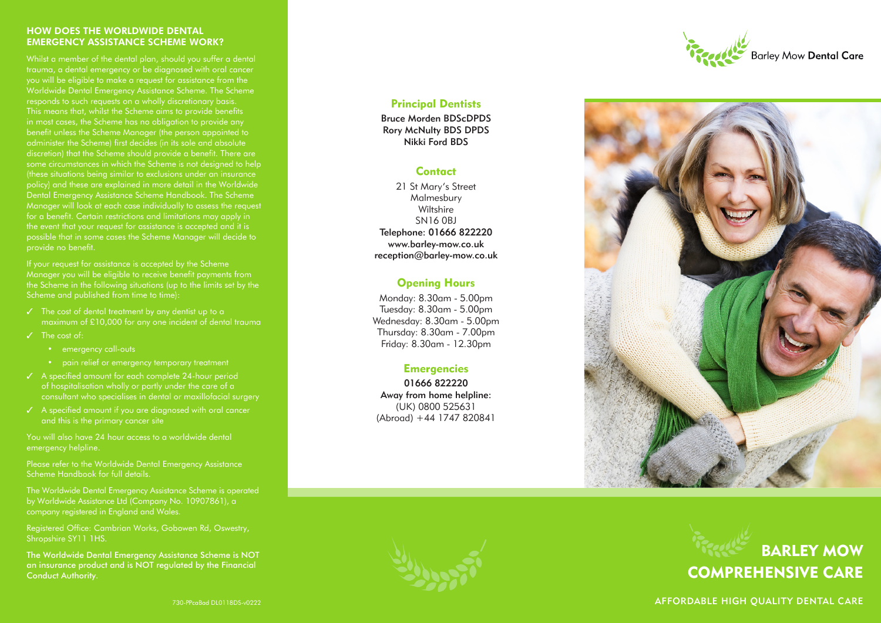## HOW DOES THE WORLDWIDE DENTAL EMERGENCY ASSISTANCE SCHEME WORK?

Whilst a member of the dental plan, should you suffer a dental trauma, a dental emergency or be diagnosed with oral cancer you will be eligible to make a request for assistance from the Worldwide Dental Emergency Assistance Scheme. The Scheme responds to such requests on a wholly discretionary basis. This means that, whilst the Scheme aims to provide benefits in most cases, the Scheme has no obligation to provide any benefit unless the Scheme Manager (the person appointed to administer the Scheme) first decides (in its sole and absolute discretion) that the Scheme should provide a benefit. There are some circumstances in which the Scheme is not designed to help (these situations being similar to exclusions under an insurance policy) and these are explained in more detail in the Worldwide Dental Emergency Assistance Scheme Handbook. The Scheme Manager will look at each case individually to assess the request for a benefit. Certain restrictions and limitations may apply in the event that your request for assistance is accepted and it is possible that in some cases the Scheme Manager will decide to provide no benefit.

If your request for assistance is accepted by the Scheme Manager you will be eligible to receive benefit payments from the Scheme in the following situations (up to the limits set by the Scheme and published from time to time):

- ✓ The cost of dental treatment by any dentist up to a maximum of £10,000 for any one incident of dental trauma
- ✓ The cost of:
  - emergency call-outs
  - pain relief or emergency temporary treatment
- ✓ A specified amount for each complete 24-hour period of hospitalisation wholly or partly under the care of a consultant who specialises in dental or maxillofacial surgery
- ✓ A specified amount if you are diagnosed with oral cancer and this is the primary cancer site

You will also have 24 hour access to a worldwide dental emergency helpline.

Please refer to the Worldwide Dental Emergency Assistance Scheme Handbook for full details.

The Worldwide Dental Emergency Assistance Scheme is operated by Worldwide Assistance Ltd (Company No. 10907861), a company registered in England and Wales.

Registered Office: Cambrian Works, Gobowen Rd, Oswestry, Shropshire SY11 1HS.

**The Worldwide Dental Emergency Assistance Scheme is NOT an insurance product and is NOT regulated by the Financial Conduct Authority.**

730-PPcaBad DL0118DS-v0222

## Principal Dentists

**Bruce Morden BDScDPDS**
**Rory McNulty BDS DPDS**
**Nikki Ford BDS**

## Contact

21 St Mary's Street
Malmesbury
Wiltshire
SN16 0BJ
**Telephone: 01666 822220**
**www.barley-mow.co.uk**
**reception@barley-mow.co.uk**

## Opening Hours

Monday: 8.30am - 5.00pm
Tuesday: 8.30am - 5.00pm
Wednesday: 8.30am - 5.00pm
Thursday: 8.30am - 7.00pm
Friday: 8.30am - 12.30pm

## Emergencies

**01666 822220**
**Away from home helpline:**
(UK) 0800 525631
(Abroad) +44 1747 820841

Barley Mow **Dental Care**

# BARLEY MOW COMPREHENSIVE CARE

AFFORDABLE HIGH QUALITY DENTAL CARE